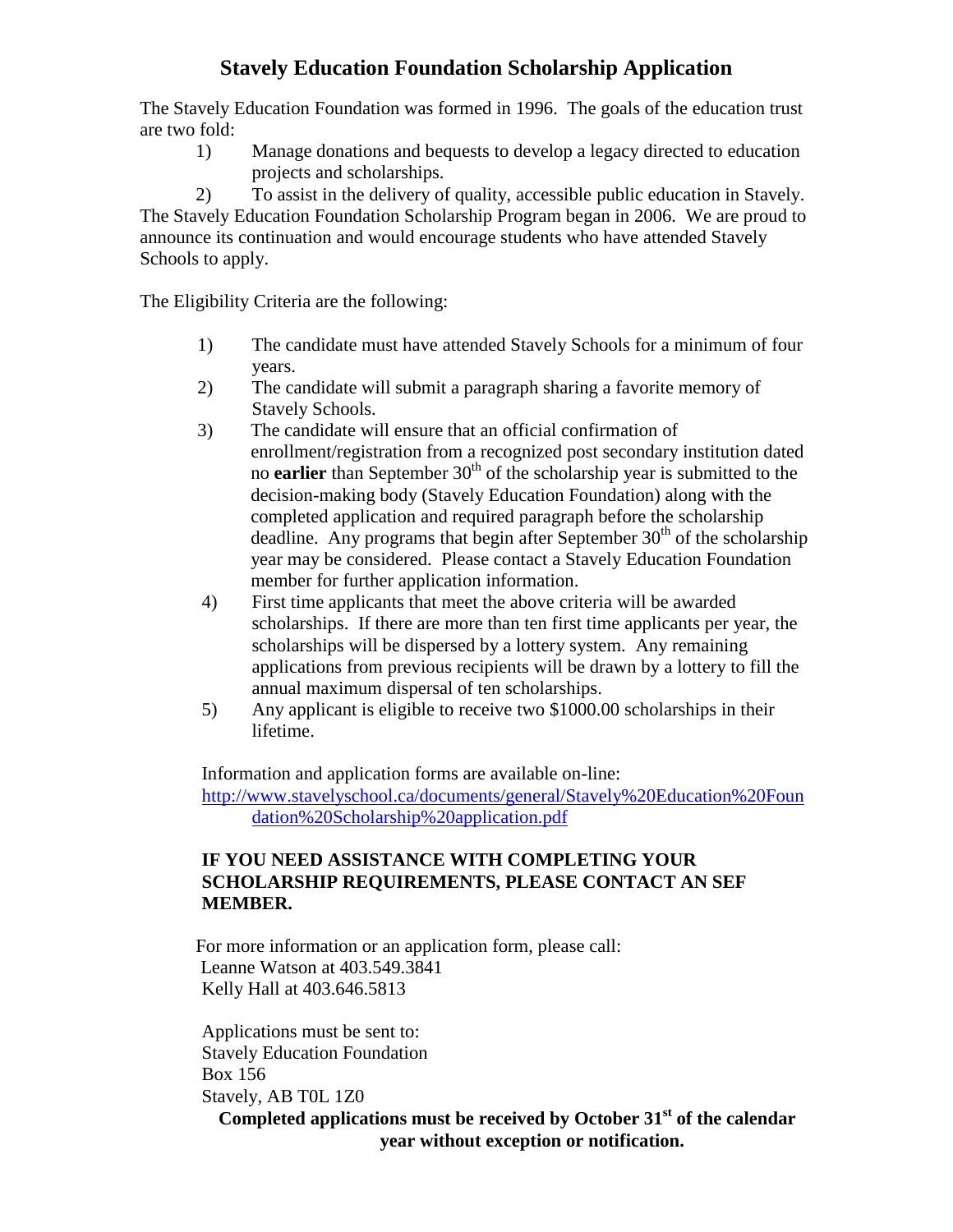# Stavely Education Foundation Scholarship Application

The Stavely Education Foundation was formed in 1996. The goals of the education trust are two fold:

1) Manage donations and bequests to develop a legacy directed to education projects and scholarships.
2) To assist in the delivery of quality, accessible public education in Stavely.

The Stavely Education Foundation Scholarship Program began in 2006. We are proud to announce its continuation and would encourage students who have attended Stavely Schools to apply.

The Eligibility Criteria are the following:

1) The candidate must have attended Stavely Schools for a minimum of four years.
2) The candidate will submit a paragraph sharing a favorite memory of Stavely Schools.
3) The candidate will ensure that an official confirmation of enrollment/registration from a recognized post secondary institution dated no **earlier** than September 30th of the scholarship year is submitted to the decision-making body (Stavely Education Foundation) along with the completed application and required paragraph before the scholarship deadline. Any programs that begin after September 30th of the scholarship year may be considered. Please contact a Stavely Education Foundation member for further application information.
4) First time applicants that meet the above criteria will be awarded scholarships. If there are more than ten first time applicants per year, the scholarships will be dispersed by a lottery system. Any remaining applications from previous recipients will be drawn by a lottery to fill the annual maximum dispersal of ten scholarships.
5) Any applicant is eligible to receive two $1000.00 scholarships in their lifetime.

Information and application forms are available on-line:
http://www.stavelyschool.ca/documents/general/Stavely%20Education%20Foundation%20Scholarship%20application.pdf

**IF YOU NEED ASSISTANCE WITH COMPLETING YOUR SCHOLARSHIP REQUIREMENTS, PLEASE CONTACT AN SEF MEMBER.**

For more information or an application form, please call:
Leanne Watson at 403.549.3841
Kelly Hall at 403.646.5813

Applications must be sent to:
Stavely Education Foundation
Box 156
Stavely, AB T0L 1Z0

**Completed applications must be received by October 31st of the calendar year without exception or notification.**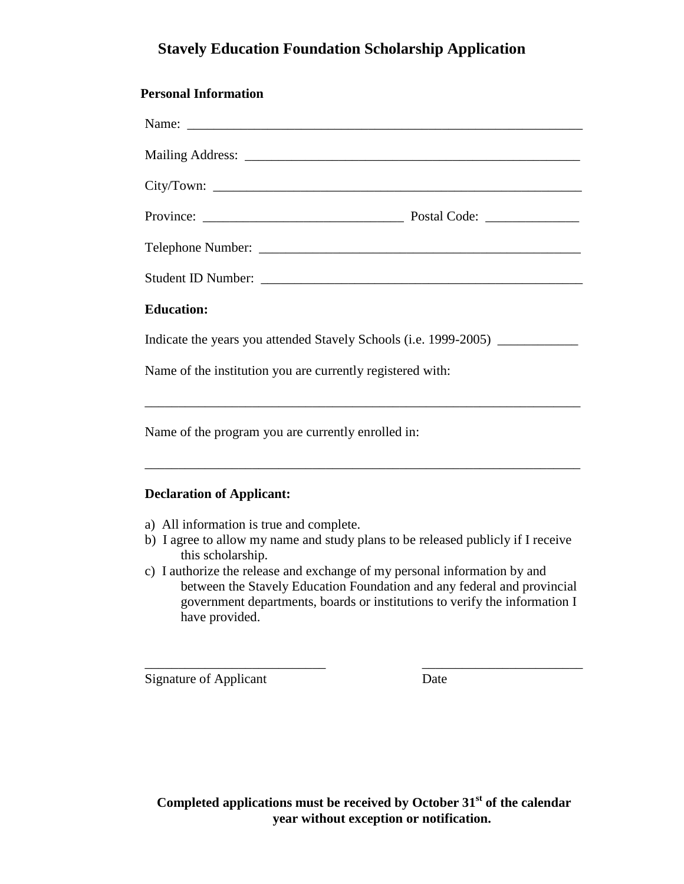# Stavely Education Foundation Scholarship Application

**Personal Information**

Name: ____________________________________________________________

Mailing Address: __________________________________________________

City/Town: _______________________________________________________

Province: ______________________________ Postal Code: ______________

Telephone Number: _________________________________________________

Student ID Number: _________________________________________________

**Education:**

Indicate the years you attended Stavely Schools (i.e. 1999-2005) ____________

Name of the institution you are currently registered with:

_____________________________________________________________________

Name of the program you are currently enrolled in:

_____________________________________________________________________

**Declaration of Applicant:**

a) All information is true and complete.
b) I agree to allow my name and study plans to be released publicly if I receive this scholarship.
c) I authorize the release and exchange of my personal information by and between the Stavely Education Foundation and any federal and provincial government departments, boards or institutions to verify the information I have provided.

___________________________ ________________________

Signature of Applicant Date

**Completed applications must be received by October 31st of the calendar year without exception or notification.**